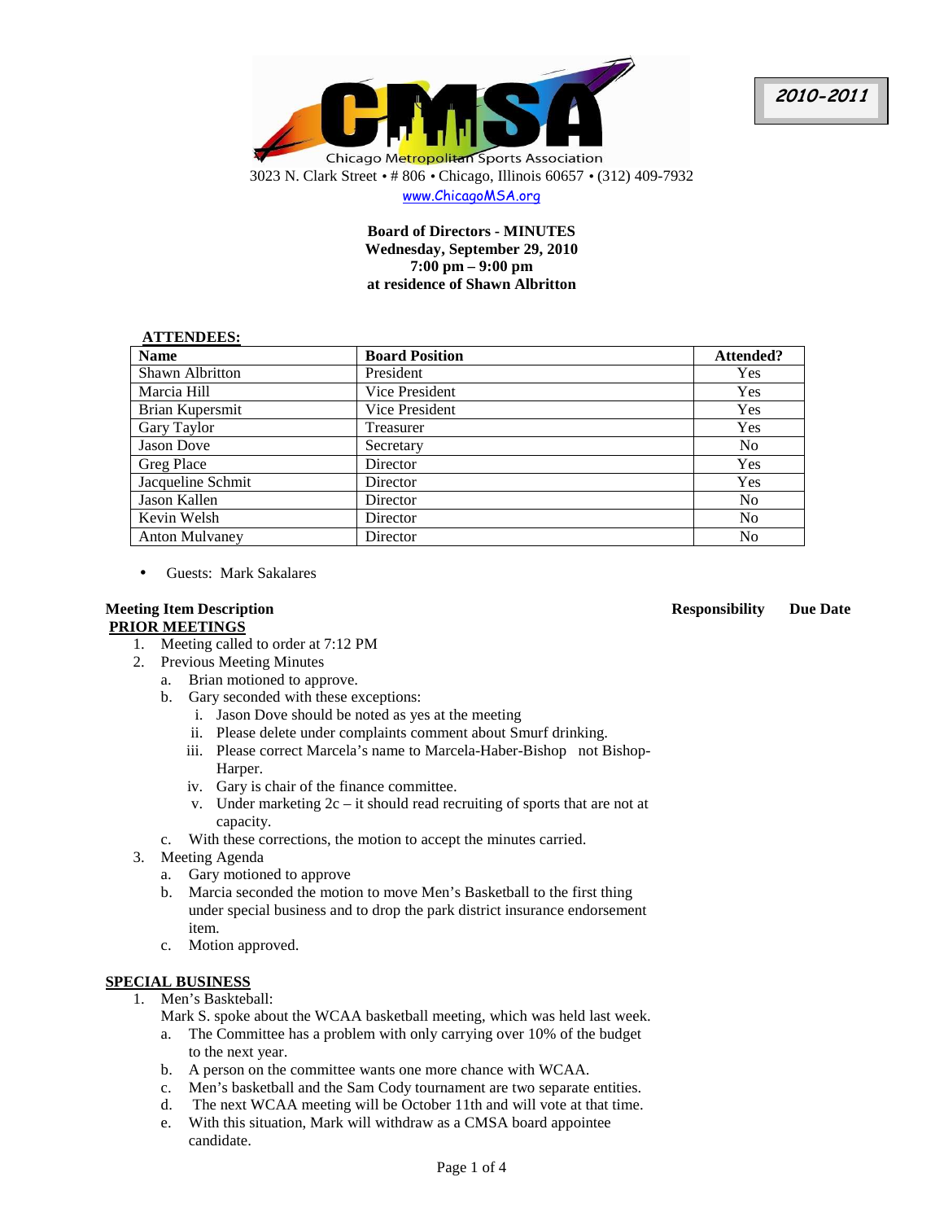**2010-2011**

Chicago Metropolitan Sports Association

3023 N. Clark Street • # 806 • Chicago, Illinois 60657 • (312) 409-7932

www.ChicagoMSA.org

**Board of Directors - MINUTES**
**Wednesday, September 29, 2010**
**7:00 pm – 9:00 pm**
**at residence of Shawn Albritton**

**ATTENDEES:**

| Name | Board Position | Attended? |
|---|---|---|
| Shawn Albritton | President | Yes |
| Marcia Hill | Vice President | Yes |
| Brian Kupersmit | Vice President | Yes |
| Gary Taylor | Treasurer | Yes |
| Jason Dove | Secretary | No |
| Greg Place | Director | Yes |
| Jacqueline Schmit | Director | Yes |
| Jason Kallen | Director | No |
| Kevin Welsh | Director | No |
| Anton Mulvaney | Director | No |

- Guests: Mark Sakalares

**Meeting Item Description** **Responsibility** **Due Date**

**PRIOR MEETINGS**

1. Meeting called to order at 7:12 PM
2. Previous Meeting Minutes
   a. Brian motioned to approve.
   b. Gary seconded with these exceptions:
      i. Jason Dove should be noted as yes at the meeting
      ii. Please delete under complaints comment about Smurf drinking.
      iii. Please correct Marcela's name to Marcela-Haber-Bishop not Bishop-Harper.
      iv. Gary is chair of the finance committee.
      v. Under marketing 2c – it should read recruiting of sports that are not at capacity.
   c. With these corrections, the motion to accept the minutes carried.
3. Meeting Agenda
   a. Gary motioned to approve
   b. Marcia seconded the motion to move Men's Basketball to the first thing under special business and to drop the park district insurance endorsement item.
   c. Motion approved.

**SPECIAL BUSINESS**

1. Men's Baskteball:
   Mark S. spoke about the WCAA basketball meeting, which was held last week.
   a. The Committee has a problem with only carrying over 10% of the budget to the next year.
   b. A person on the committee wants one more chance with WCAA.
   c. Men's basketball and the Sam Cody tournament are two separate entities.
   d. The next WCAA meeting will be October 11th and will vote at that time.
   e. With this situation, Mark will withdraw as a CMSA board appointee candidate.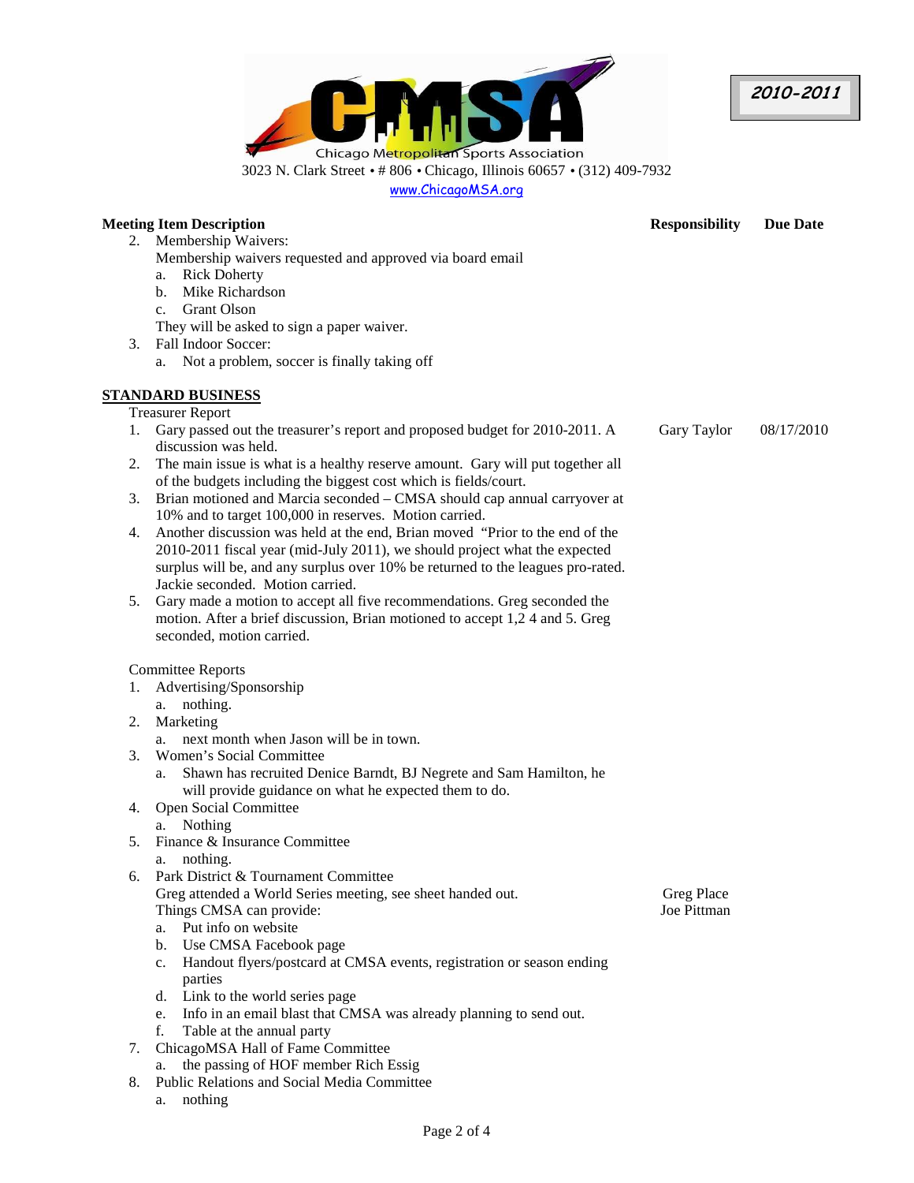Chicago Metropolitan Sports Association

3023 N. Clark Street • # 806 • Chicago, Illinois 60657 • (312) 409-7932

www.ChicagoMSA.org

**2010-2011**

| **Meeting Item Description** | **Responsibility** | **Due Date** |
|---|---|---|
| 2. Membership Waivers: Membership waivers requested and approved via board email<br>a. Rick Doherty<br>b. Mike Richardson<br>c. Grant Olson<br>They will be asked to sign a paper waiver. | | |
| 3. Fall Indoor Soccer:<br>a. Not a problem, soccer is finally taking off | | |
| **STANDARD BUSINESS** | | |
| Treasurer Report | | |
| 1. Gary passed out the treasurer's report and proposed budget for 2010-2011. A discussion was held. | Gary Taylor | 08/17/2010 |
| 2. The main issue is what is a healthy reserve amount. Gary will put together all of the budgets including the biggest cost which is fields/court. | | |
| 3. Brian motioned and Marcia seconded – CMSA should cap annual carryover at 10% and to target 100,000 in reserves. Motion carried. | | |
| 4. Another discussion was held at the end, Brian moved "Prior to the end of the 2010-2011 fiscal year (mid-July 2011), we should project what the expected surplus will be, and any surplus over 10% be returned to the leagues pro-rated. Jackie seconded. Motion carried. | | |
| 5. Gary made a motion to accept all five recommendations. Greg seconded the motion. After a brief discussion, Brian motioned to accept 1,2 4 and 5. Greg seconded, motion carried. | | |
| Committee Reports | | |
| 1. Advertising/Sponsorship<br>a. nothing. | | |
| 2. Marketing<br>a. next month when Jason will be in town. | | |
| 3. Women's Social Committee<br>a. Shawn has recruited Denice Barndt, BJ Negrete and Sam Hamilton, he will provide guidance on what he expected them to do. | | |
| 4. Open Social Committee<br>a. Nothing | | |
| 5. Finance & Insurance Committee<br>a. nothing. | | |
| 6. Park District & Tournament Committee<br>Greg attended a World Series meeting, see sheet handed out.<br>Things CMSA can provide:<br>a. Put info on website<br>b. Use CMSA Facebook page<br>c. Handout flyers/postcard at CMSA events, registration or season ending parties<br>d. Link to the world series page<br>e. Info in an email blast that CMSA was already planning to send out.<br>f. Table at the annual party | Greg Place<br>Joe Pittman | |
| 7. ChicagoMSA Hall of Fame Committee<br>a. the passing of HOF member Rich Essig | | |
| 8. Public Relations and Social Media Committee<br>a. nothing | | |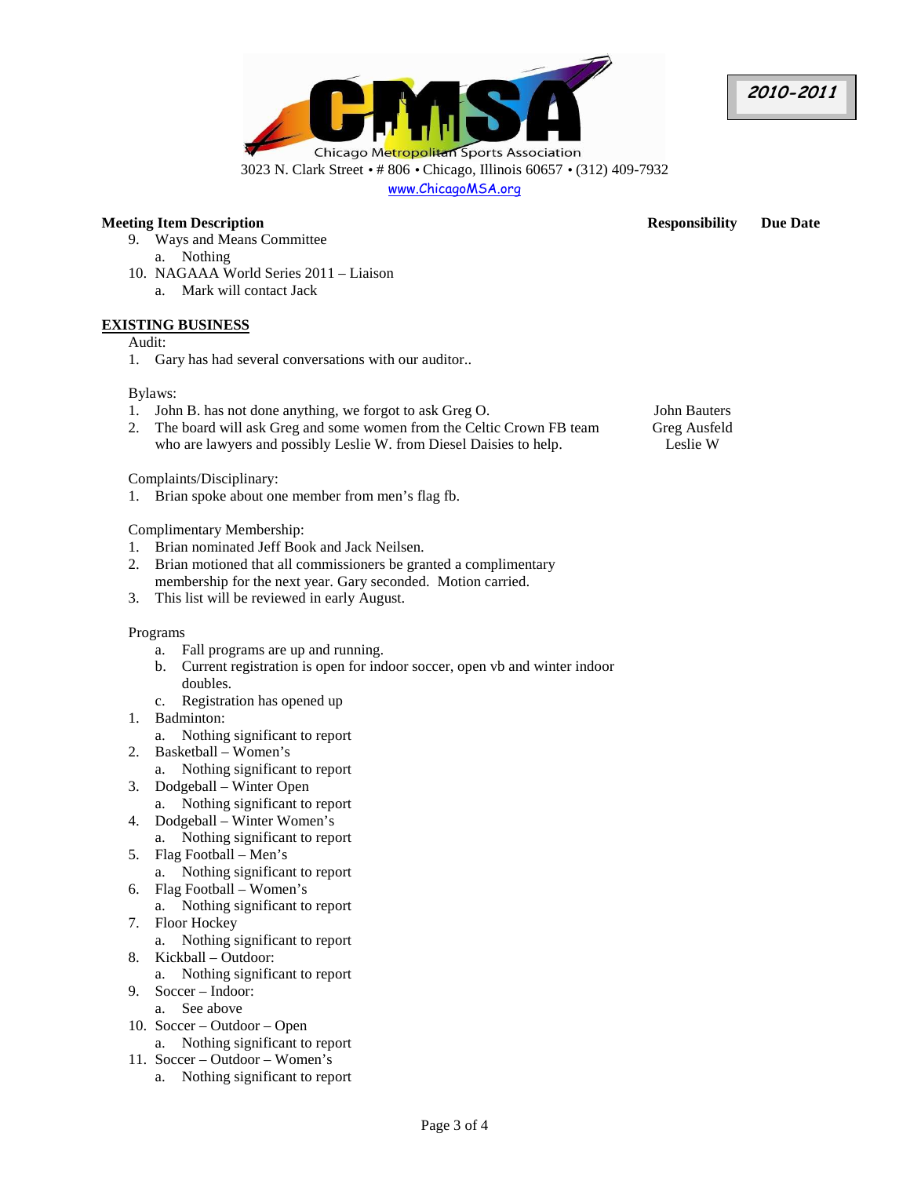**Chicago Metropolitan Sports Association**

3023 N. Clark Street • # 806 • Chicago, Illinois 60657 • (312) 409-7932

www.ChicagoMSA.org

**2010-2011**

| Meeting Item Description | Responsibility | Due Date |
|---|---|---|
| 9. Ways and Means Committee | | |
| a. Nothing | | |
| 10. NAGAAA World Series 2011 – Liaison | | |
| a. Mark will contact Jack | | |

**EXISTING BUSINESS**

Audit:

1. Gary has had several conversations with our auditor..

Bylaws:

| | Responsibility | Due Date |
|---|---|---|
| 1. John B. has not done anything, we forgot to ask Greg O. | John Bauters | |
| 2. The board will ask Greg and some women from the Celtic Crown FB team who are lawyers and possibly Leslie W. from Diesel Daisies to help. | Greg Ausfeld<br>Leslie W | |

Complaints/Disciplinary:

1. Brian spoke about one member from men's flag fb.

Complimentary Membership:

1. Brian nominated Jeff Book and Jack Neilsen.
2. Brian motioned that all commissioners be granted a complimentary membership for the next year. Gary seconded. Motion carried.
3. This list will be reviewed in early August.

Programs

- a. Fall programs are up and running.
- b. Current registration is open for indoor soccer, open vb and winter indoor doubles.
- c. Registration has opened up

1. Badminton:
   - a. Nothing significant to report
2. Basketball – Women's
   - a. Nothing significant to report
3. Dodgeball – Winter Open
   - a. Nothing significant to report
4. Dodgeball – Winter Women's
   - a. Nothing significant to report
5. Flag Football – Men's
   - a. Nothing significant to report
6. Flag Football – Women's
   - a. Nothing significant to report
7. Floor Hockey
   - a. Nothing significant to report
8. Kickball – Outdoor:
   - a. Nothing significant to report
9. Soccer – Indoor:
   - a. See above
10. Soccer – Outdoor – Open
    - a. Nothing significant to report
11. Soccer – Outdoor – Women's
    - a. Nothing significant to report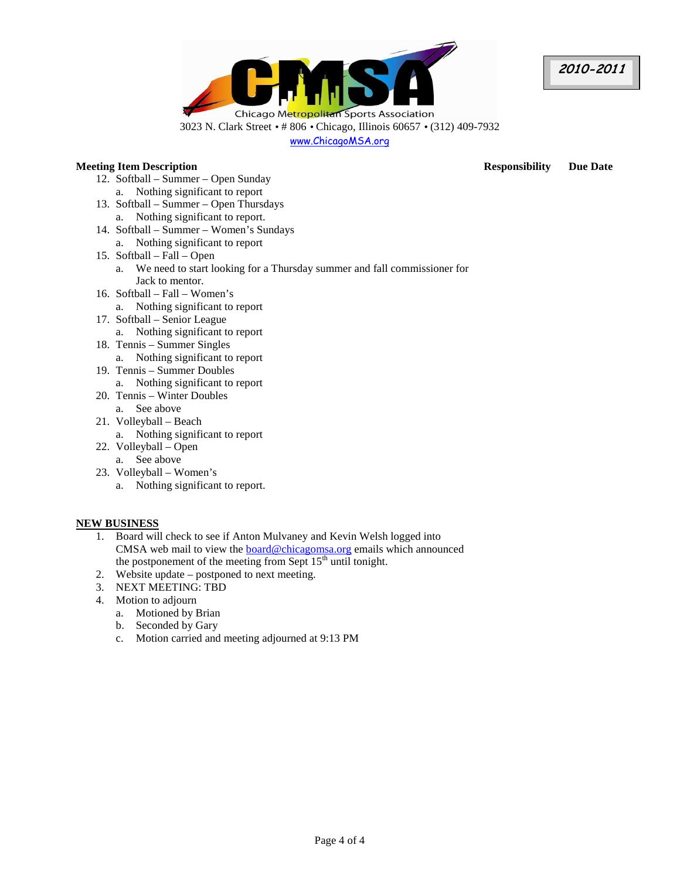Chicago Metropolitan Sports Association
3023 N. Clark Street • # 806 • Chicago, Illinois 60657 • (312) 409-7932
www.ChicagoMSA.org

**2010-2011**

**Meeting Item Description** **Responsibility** **Due Date**

12. Softball – Summer – Open Sunday
    a. Nothing significant to report
13. Softball – Summer – Open Thursdays
    a. Nothing significant to report.
14. Softball – Summer – Women's Sundays
    a. Nothing significant to report
15. Softball – Fall – Open
    a. We need to start looking for a Thursday summer and fall commissioner for Jack to mentor.
16. Softball – Fall – Women's
    a. Nothing significant to report
17. Softball – Senior League
    a. Nothing significant to report
18. Tennis – Summer Singles
    a. Nothing significant to report
19. Tennis – Summer Doubles
    a. Nothing significant to report
20. Tennis – Winter Doubles
    a. See above
21. Volleyball – Beach
    a. Nothing significant to report
22. Volleyball – Open
    a. See above
23. Volleyball – Women's
    a. Nothing significant to report.

**NEW BUSINESS**

1. Board will check to see if Anton Mulvaney and Kevin Welsh logged into CMSA web mail to view the board@chicagomsa.org emails which announced the postponement of the meeting from Sept 15th until tonight.
2. Website update – postponed to next meeting.
3. NEXT MEETING: TBD
4. Motion to adjourn
    a. Motioned by Brian
    b. Seconded by Gary
    c. Motion carried and meeting adjourned at 9:13 PM